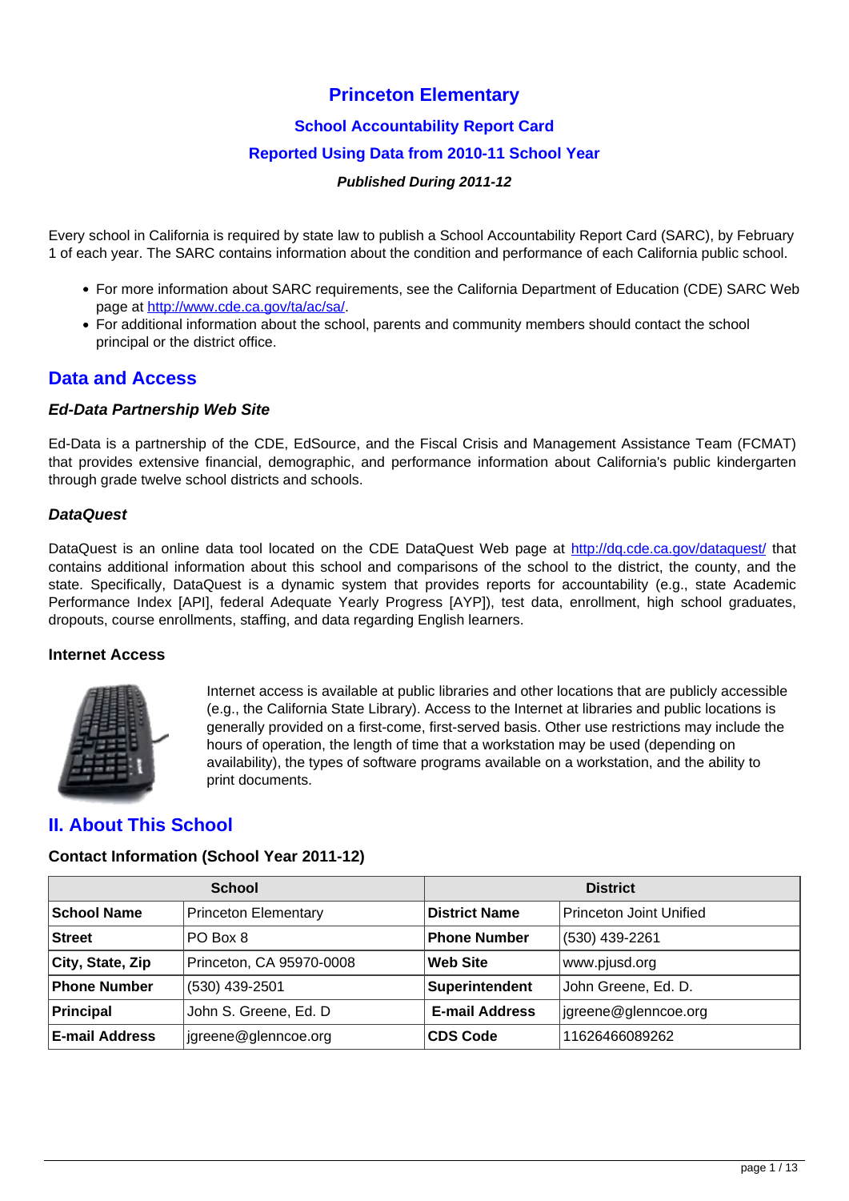# Princeton Elementary

## School Accountability Report Card

## Reported Using Data from 2010-11 School Year

***Published During 2011-12***

Every school in California is required by state law to publish a School Accountability Report Card (SARC), by February 1 of each year. The SARC contains information about the condition and performance of each California public school.

- For more information about SARC requirements, see the California Department of Education (CDE) SARC Web page at http://www.cde.ca.gov/ta/ac/sa/.
- For additional information about the school, parents and community members should contact the school principal or the district office.

## Data and Access

### *Ed-Data Partnership Web Site*

Ed-Data is a partnership of the CDE, EdSource, and the Fiscal Crisis and Management Assistance Team (FCMAT) that provides extensive financial, demographic, and performance information about California's public kindergarten through grade twelve school districts and schools.

### *DataQuest*

DataQuest is an online data tool located on the CDE DataQuest Web page at http://dq.cde.ca.gov/dataquest/ that contains additional information about this school and comparisons of the school to the district, the county, and the state. Specifically, DataQuest is a dynamic system that provides reports for accountability (e.g., state Academic Performance Index [API], federal Adequate Yearly Progress [AYP]), test data, enrollment, high school graduates, dropouts, course enrollments, staffing, and data regarding English learners.

### Internet Access

Internet access is available at public libraries and other locations that are publicly accessible (e.g., the California State Library). Access to the Internet at libraries and public locations is generally provided on a first-come, first-served basis. Other use restrictions may include the hours of operation, the length of time that a workstation may be used (depending on availability), the types of software programs available on a workstation, and the ability to print documents.

## II. About This School

### Contact Information (School Year 2011-12)

| School | | District | |
|---|---|---|---|
| **School Name** | Princeton Elementary | **District Name** | Princeton Joint Unified |
| **Street** | PO Box 8 | **Phone Number** | (530) 439-2261 |
| **City, State, Zip** | Princeton, CA 95970-0008 | **Web Site** | www.pjusd.org |
| **Phone Number** | (530) 439-2501 | **Superintendent** | John Greene, Ed. D. |
| **Principal** | John S. Greene, Ed. D | **E-mail Address** | jgreene@glenncoe.org |
| **E-mail Address** | jgreene@glenncoe.org | **CDS Code** | 11626466089262 |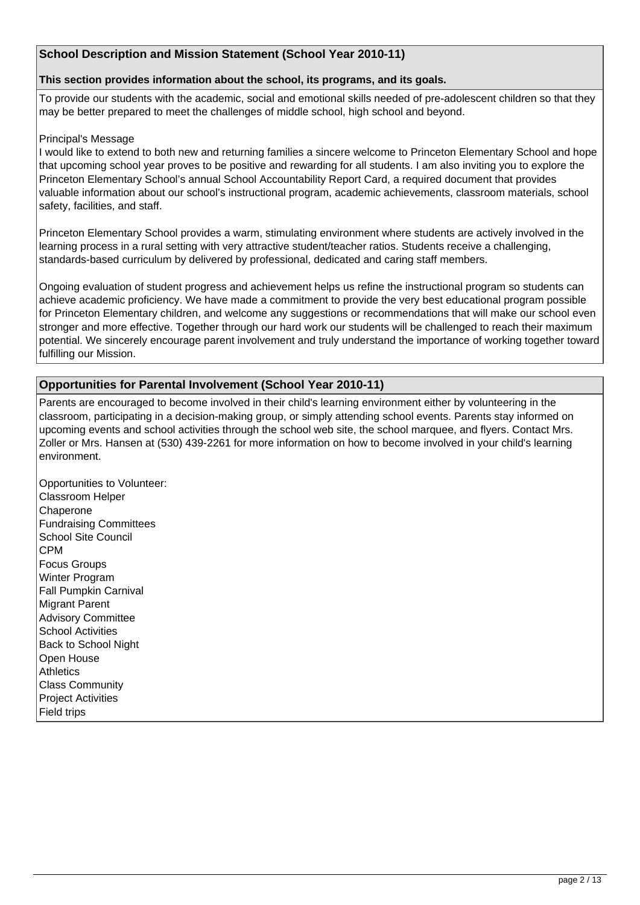## School Description and Mission Statement (School Year 2010-11)

**This section provides information about the school, its programs, and its goals.**

To provide our students with the academic, social and emotional skills needed of pre-adolescent children so that they may be better prepared to meet the challenges of middle school, high school and beyond.

Principal's Message

I would like to extend to both new and returning families a sincere welcome to Princeton Elementary School and hope that upcoming school year proves to be positive and rewarding for all students. I am also inviting you to explore the Princeton Elementary School's annual School Accountability Report Card, a required document that provides valuable information about our school's instructional program, academic achievements, classroom materials, school safety, facilities, and staff.

Princeton Elementary School provides a warm, stimulating environment where students are actively involved in the learning process in a rural setting with very attractive student/teacher ratios. Students receive a challenging, standards-based curriculum by delivered by professional, dedicated and caring staff members.

Ongoing evaluation of student progress and achievement helps us refine the instructional program so students can achieve academic proficiency. We have made a commitment to provide the very best educational program possible for Princeton Elementary children, and welcome any suggestions or recommendations that will make our school even stronger and more effective. Together through our hard work our students will be challenged to reach their maximum potential. We sincerely encourage parent involvement and truly understand the importance of working together toward fulfilling our Mission.

## Opportunities for Parental Involvement (School Year 2010-11)

Parents are encouraged to become involved in their child's learning environment either by volunteering in the classroom, participating in a decision-making group, or simply attending school events. Parents stay informed on upcoming events and school activities through the school web site, the school marquee, and flyers. Contact Mrs. Zoller or Mrs. Hansen at (530) 439-2261 for more information on how to become involved in your child's learning environment.

Opportunities to Volunteer:
Classroom Helper
Chaperone
Fundraising Committees
School Site Council
CPM
Focus Groups
Winter Program
Fall Pumpkin Carnival
Migrant Parent
Advisory Committee
School Activities
Back to School Night
Open House
Athletics
Class Community
Project Activities
Field trips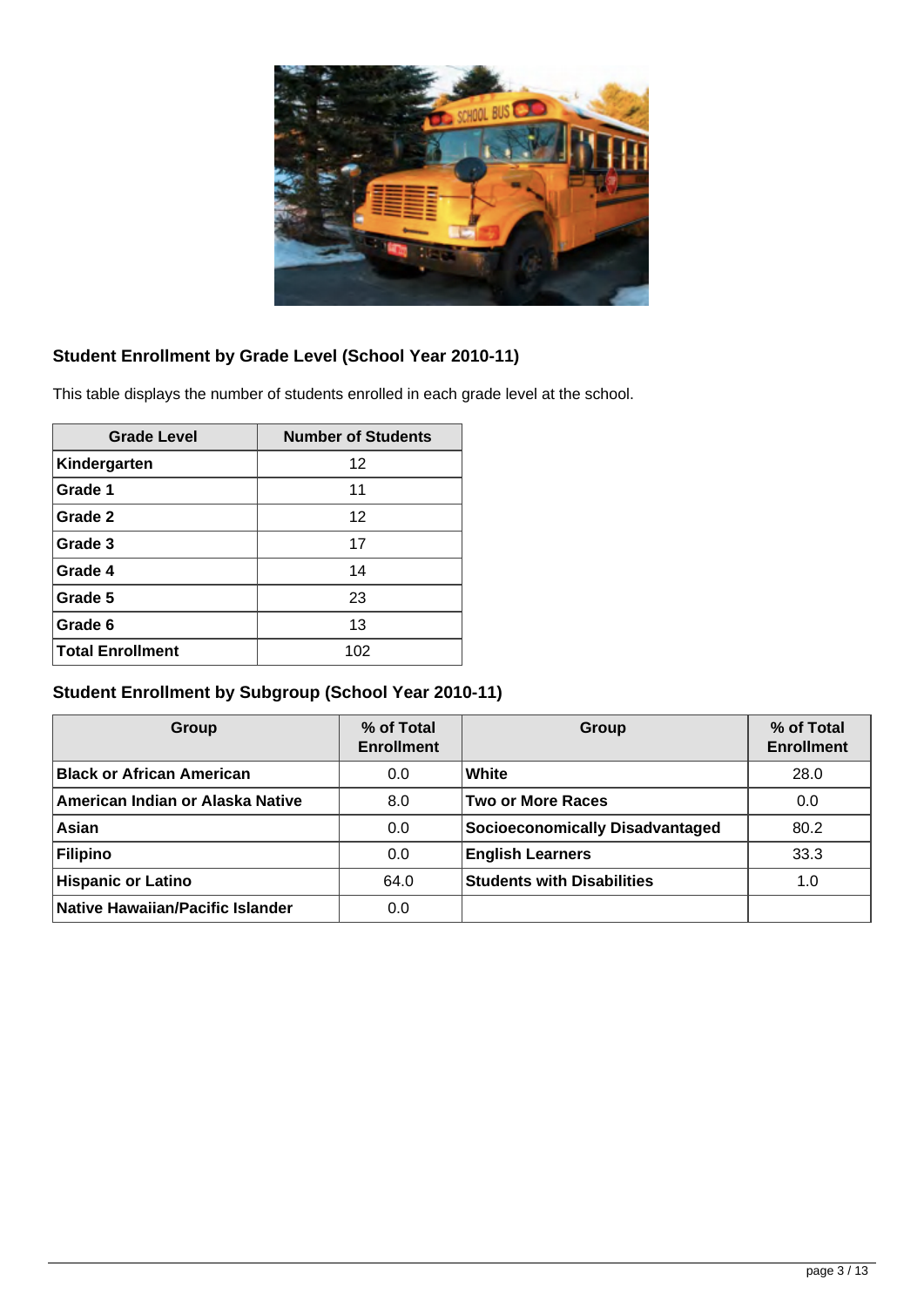### Student Enrollment by Grade Level (School Year 2010-11)

This table displays the number of students enrolled in each grade level at the school.

| Grade Level | Number of Students |
|---|---|
| **Kindergarten** | 12 |
| **Grade 1** | 11 |
| **Grade 2** | 12 |
| **Grade 3** | 17 |
| **Grade 4** | 14 |
| **Grade 5** | 23 |
| **Grade 6** | 13 |
| **Total Enrollment** | 102 |

### Student Enrollment by Subgroup (School Year 2010-11)

| Group | % of Total Enrollment | Group | % of Total Enrollment |
|---|---|---|---|
| **Black or African American** | 0.0 | **White** | 28.0 |
| **American Indian or Alaska Native** | 8.0 | **Two or More Races** | 0.0 |
| **Asian** | 0.0 | **Socioeconomically Disadvantaged** | 80.2 |
| **Filipino** | 0.0 | **English Learners** | 33.3 |
| **Hispanic or Latino** | 64.0 | **Students with Disabilities** | 1.0 |
| **Native Hawaiian/Pacific Islander** | 0.0 | | |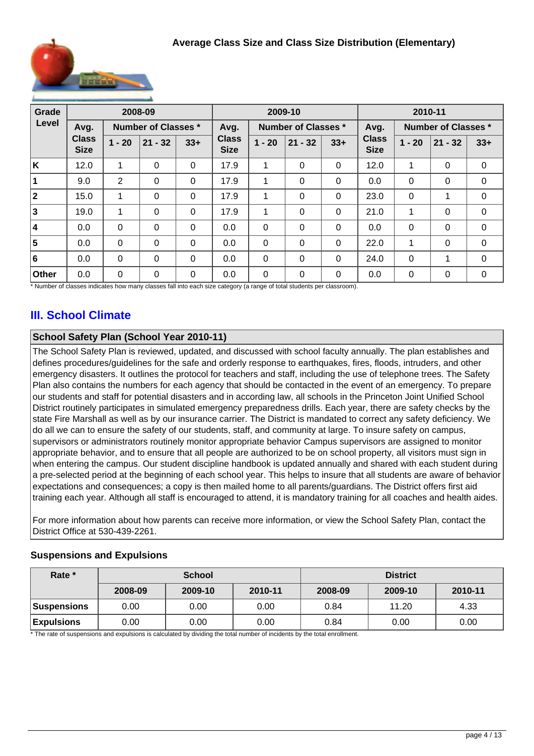### Average Class Size and Class Size Distribution (Elementary)

| Grade Level | 2008-09 | | | | 2009-10 | | | | 2010-11 | | | |
|---|---|---|---|---|---|---|---|---|---|---|---|---|
| | Avg. Class Size | Number of Classes * | | | Avg. Class Size | Number of Classes * | | | Avg. Class Size | Number of Classes * | | |
| | | 1 - 20 | 21 - 32 | 33+ | | 1 - 20 | 21 - 32 | 33+ | | 1 - 20 | 21 - 32 | 33+ |
| K | 12.0 | 1 | 0 | 0 | 17.9 | 1 | 0 | 0 | 12.0 | 1 | 0 | 0 |
| 1 | 9.0 | 2 | 0 | 0 | 17.9 | 1 | 0 | 0 | 0.0 | 0 | 0 | 0 |
| 2 | 15.0 | 1 | 0 | 0 | 17.9 | 1 | 0 | 0 | 23.0 | 0 | 1 | 0 |
| 3 | 19.0 | 1 | 0 | 0 | 17.9 | 1 | 0 | 0 | 21.0 | 1 | 0 | 0 |
| 4 | 0.0 | 0 | 0 | 0 | 0.0 | 0 | 0 | 0 | 0.0 | 0 | 0 | 0 |
| 5 | 0.0 | 0 | 0 | 0 | 0.0 | 0 | 0 | 0 | 22.0 | 1 | 0 | 0 |
| 6 | 0.0 | 0 | 0 | 0 | 0.0 | 0 | 0 | 0 | 24.0 | 0 | 1 | 0 |
| Other | 0.0 | 0 | 0 | 0 | 0.0 | 0 | 0 | 0 | 0.0 | 0 | 0 | 0 |

* Number of classes indicates how many classes fall into each size category (a range of total students per classroom).

## III. School Climate

### School Safety Plan (School Year 2010-11)

The School Safety Plan is reviewed, updated, and discussed with school faculty annually. The plan establishes and defines procedures/guidelines for the safe and orderly response to earthquakes, fires, floods, intruders, and other emergency disasters. It outlines the protocol for teachers and staff, including the use of telephone trees. The Safety Plan also contains the numbers for each agency that should be contacted in the event of an emergency. To prepare our students and staff for potential disasters and in according law, all schools in the Princeton Joint Unified School District routinely participates in simulated emergency preparedness drills. Each year, there are safety checks by the state Fire Marshall as well as by our insurance carrier. The District is mandated to correct any safety deficiency. We do all we can to ensure the safety of our students, staff, and community at large. To insure safety on campus, supervisors or administrators routinely monitor appropriate behavior Campus supervisors are assigned to monitor appropriate behavior, and to ensure that all people are authorized to be on school property, all visitors must sign in when entering the campus. Our student discipline handbook is updated annually and shared with each student during a pre-selected period at the beginning of each school year. This helps to insure that all students are aware of behavior expectations and consequences; a copy is then mailed home to all parents/guardians. The District offers first aid training each year. Although all staff is encouraged to attend, it is mandatory training for all coaches and health aides.

For more information about how parents can receive more information, or view the School Safety Plan, contact the District Office at 530-439-2261.

### Suspensions and Expulsions

| Rate * | School | | | District | | |
|---|---|---|---|---|---|---|
| | 2008-09 | 2009-10 | 2010-11 | 2008-09 | 2009-10 | 2010-11 |
| Suspensions | 0.00 | 0.00 | 0.00 | 0.84 | 11.20 | 4.33 |
| Expulsions | 0.00 | 0.00 | 0.00 | 0.84 | 0.00 | 0.00 |

* The rate of suspensions and expulsions is calculated by dividing the total number of incidents by the total enrollment.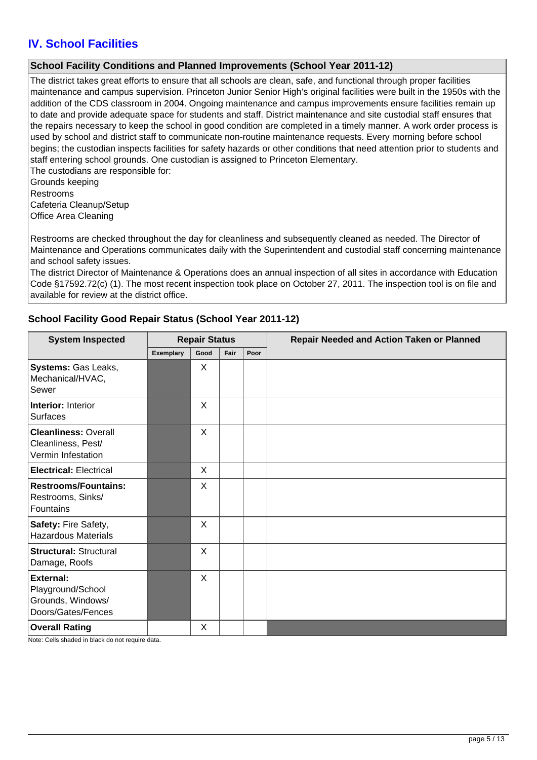## IV. School Facilities

### School Facility Conditions and Planned Improvements (School Year 2011-12)

The district takes great efforts to ensure that all schools are clean, safe, and functional through proper facilities maintenance and campus supervision. Princeton Junior Senior High's original facilities were built in the 1950s with the addition of the CDS classroom in 2004. Ongoing maintenance and campus improvements ensure facilities remain up to date and provide adequate space for students and staff. District maintenance and site custodial staff ensures that the repairs necessary to keep the school in good condition are completed in a timely manner. A work order process is used by school and district staff to communicate non-routine maintenance requests. Every morning before school begins; the custodian inspects facilities for safety hazards or other conditions that need attention prior to students and staff entering school grounds. One custodian is assigned to Princeton Elementary.

The custodians are responsible for:

Grounds keeping

Restrooms

Cafeteria Cleanup/Setup

Office Area Cleaning

Restrooms are checked throughout the day for cleanliness and subsequently cleaned as needed. The Director of Maintenance and Operations communicates daily with the Superintendent and custodial staff concerning maintenance and school safety issues.

The district Director of Maintenance & Operations does an annual inspection of all sites in accordance with Education Code §17592.72(c) (1). The most recent inspection took place on October 27, 2011. The inspection tool is on file and available for review at the district office.

### School Facility Good Repair Status (School Year 2011-12)

| System Inspected | Repair Status | | | | Repair Needed and Action Taken or Planned |
|---|---|---|---|---|---|
| | Exemplary | Good | Fair | Poor | |
| **Systems:** Gas Leaks, Mechanical/HVAC, Sewer | | X | | | |
| **Interior:** Interior Surfaces | | X | | | |
| **Cleanliness:** Overall Cleanliness, Pest/ Vermin Infestation | | X | | | |
| **Electrical:** Electrical | | X | | | |
| **Restrooms/Fountains:** Restrooms, Sinks/ Fountains | | X | | | |
| **Safety:** Fire Safety, Hazardous Materials | | X | | | |
| **Structural:** Structural Damage, Roofs | | X | | | |
| **External:** Playground/School Grounds, Windows/ Doors/Gates/Fences | | X | | | |
| **Overall Rating** | | X | | | |

Note: Cells shaded in black do not require data.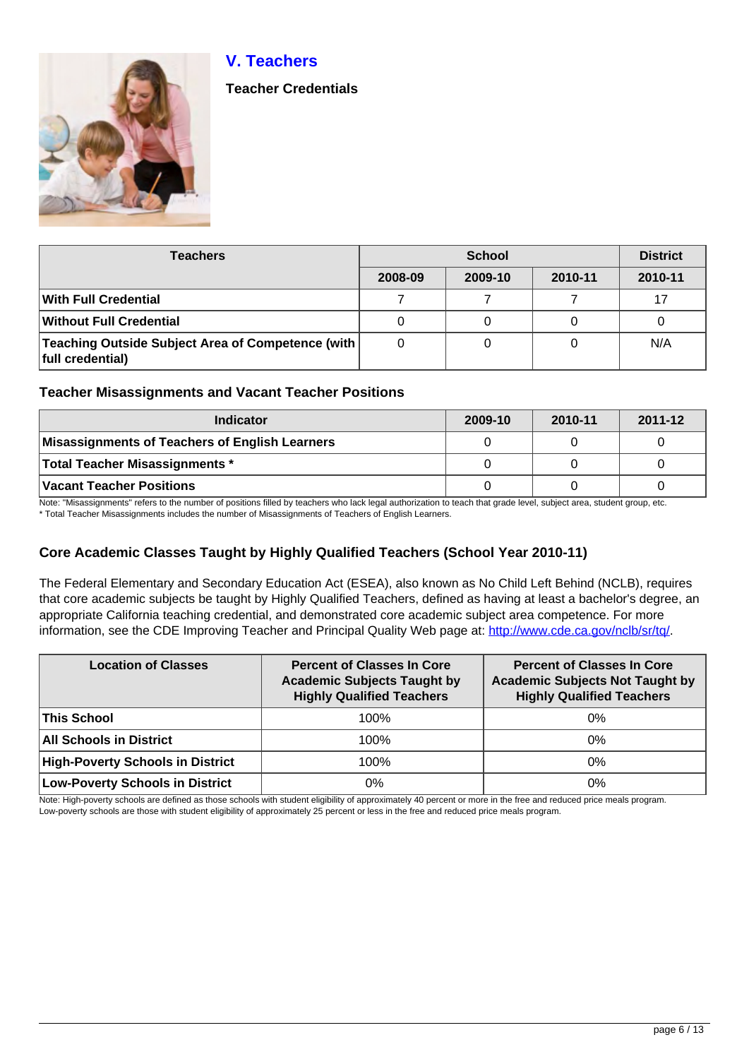## V. Teachers

### Teacher Credentials

| Teachers | School | | | District |
|---|---|---|---|---|
| | 2008-09 | 2009-10 | 2010-11 | 2010-11 |
| **With Full Credential** | 7 | 7 | 7 | 17 |
| **Without Full Credential** | 0 | 0 | 0 | 0 |
| **Teaching Outside Subject Area of Competence (with full credential)** | 0 | 0 | 0 | N/A |

### Teacher Misassignments and Vacant Teacher Positions

| Indicator | 2009-10 | 2010-11 | 2011-12 |
|---|---|---|---|
| **Misassignments of Teachers of English Learners** | 0 | 0 | 0 |
| **Total Teacher Misassignments *** | 0 | 0 | 0 |
| **Vacant Teacher Positions** | 0 | 0 | 0 |

Note: "Misassignments" refers to the number of positions filled by teachers who lack legal authorization to teach that grade level, subject area, student group, etc.
* Total Teacher Misassignments includes the number of Misassignments of Teachers of English Learners.

### Core Academic Classes Taught by Highly Qualified Teachers (School Year 2010-11)

The Federal Elementary and Secondary Education Act (ESEA), also known as No Child Left Behind (NCLB), requires that core academic subjects be taught by Highly Qualified Teachers, defined as having at least a bachelor's degree, an appropriate California teaching credential, and demonstrated core academic subject area competence. For more information, see the CDE Improving Teacher and Principal Quality Web page at: [http://www.cde.ca.gov/nclb/sr/tq/](http://www.cde.ca.gov/nclb/sr/tq/).

| Location of Classes | Percent of Classes In Core Academic Subjects Taught by Highly Qualified Teachers | Percent of Classes In Core Academic Subjects Not Taught by Highly Qualified Teachers |
|---|---|---|
| **This School** | 100% | 0% |
| **All Schools in District** | 100% | 0% |
| **High-Poverty Schools in District** | 100% | 0% |
| **Low-Poverty Schools in District** | 0% | 0% |

Note: High-poverty schools are defined as those schools with student eligibility of approximately 40 percent or more in the free and reduced price meals program. Low-poverty schools are those with student eligibility of approximately 25 percent or less in the free and reduced price meals program.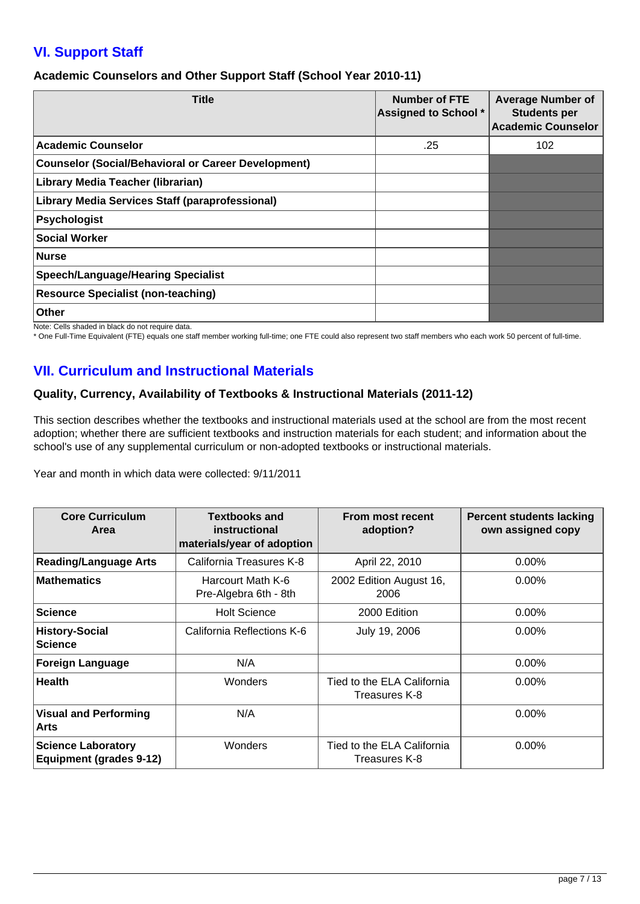## VI. Support Staff

### Academic Counselors and Other Support Staff (School Year 2010-11)

| Title | Number of FTE Assigned to School * | Average Number of Students per Academic Counselor |
|---|---|---|
| Academic Counselor | .25 | 102 |
| Counselor (Social/Behavioral or Career Development) | | |
| Library Media Teacher (librarian) | | |
| Library Media Services Staff (paraprofessional) | | |
| Psychologist | | |
| Social Worker | | |
| Nurse | | |
| Speech/Language/Hearing Specialist | | |
| Resource Specialist (non-teaching) | | |
| Other | | |

Note: Cells shaded in black do not require data.

* One Full-Time Equivalent (FTE) equals one staff member working full-time; one FTE could also represent two staff members who each work 50 percent of full-time.

## VII. Curriculum and Instructional Materials

### Quality, Currency, Availability of Textbooks & Instructional Materials (2011-12)

This section describes whether the textbooks and instructional materials used at the school are from the most recent adoption; whether there are sufficient textbooks and instruction materials for each student; and information about the school's use of any supplemental curriculum or non-adopted textbooks or instructional materials.

Year and month in which data were collected: 9/11/2011

| Core Curriculum Area | Textbooks and instructional materials/year of adoption | From most recent adoption? | Percent students lacking own assigned copy |
|---|---|---|---|
| Reading/Language Arts | California Treasures K-8 | April 22, 2010 | 0.00% |
| Mathematics | Harcourt Math K-6 Pre-Algebra 6th - 8th | 2002 Edition August 16, 2006 | 0.00% |
| Science | Holt Science | 2000 Edition | 0.00% |
| History-Social Science | California Reflections K-6 | July 19, 2006 | 0.00% |
| Foreign Language | N/A | | 0.00% |
| Health | Wonders | Tied to the ELA California Treasures K-8 | 0.00% |
| Visual and Performing Arts | N/A | | 0.00% |
| Science Laboratory Equipment (grades 9-12) | Wonders | Tied to the ELA California Treasures K-8 | 0.00% |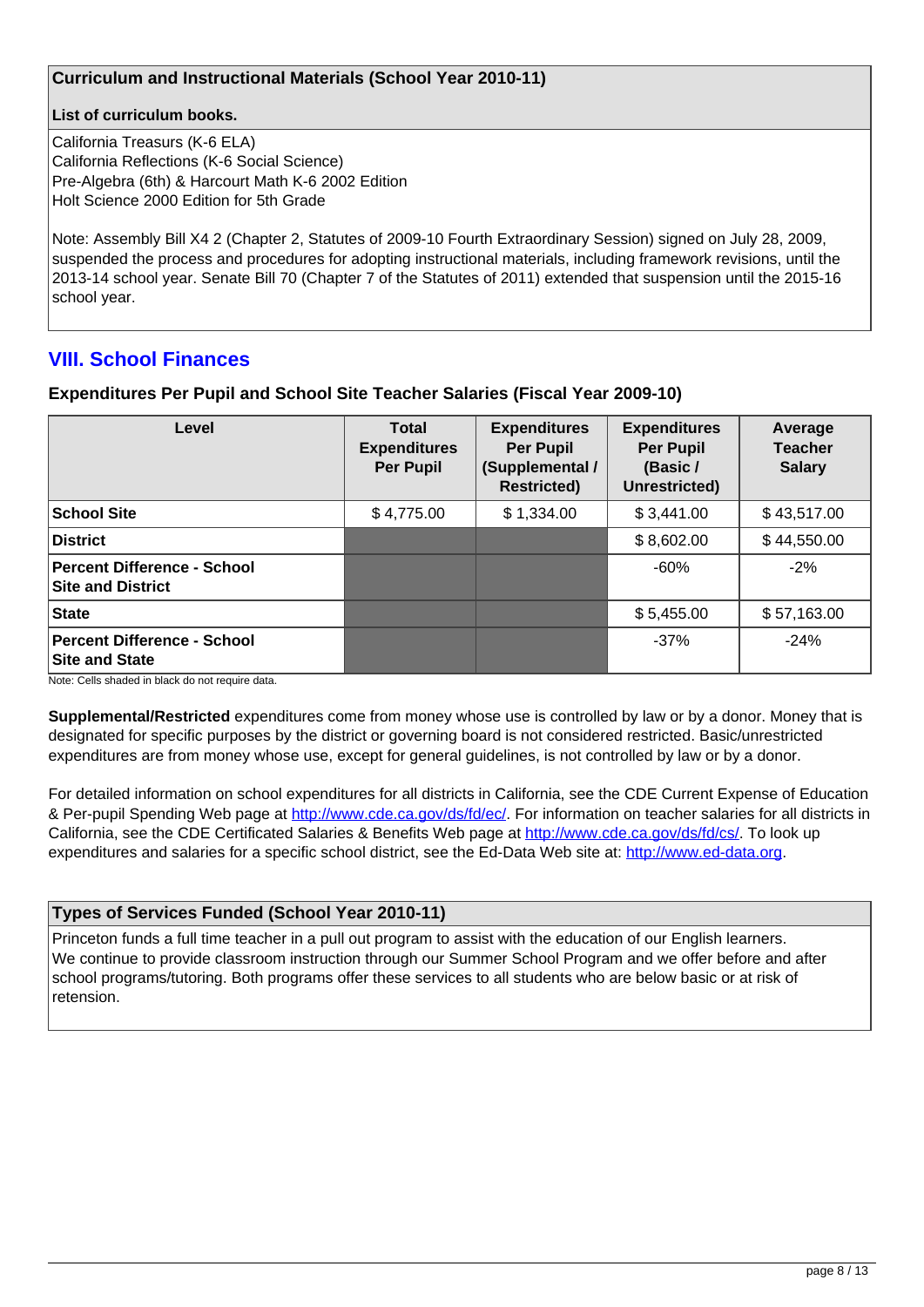### Curriculum and Instructional Materials (School Year 2010-11)

**List of curriculum books.**

California Treasurs (K-6 ELA)
California Reflections (K-6 Social Science)
Pre-Algebra (6th) & Harcourt Math K-6 2002 Edition
Holt Science 2000 Edition for 5th Grade

Note: Assembly Bill X4 2 (Chapter 2, Statutes of 2009-10 Fourth Extraordinary Session) signed on July 28, 2009, suspended the process and procedures for adopting instructional materials, including framework revisions, until the 2013-14 school year. Senate Bill 70 (Chapter 7 of the Statutes of 2011) extended that suspension until the 2015-16 school year.

## VIII. School Finances

**Expenditures Per Pupil and School Site Teacher Salaries (Fiscal Year 2009-10)**

| Level | Total Expenditures Per Pupil | Expenditures Per Pupil (Supplemental / Restricted) | Expenditures Per Pupil (Basic / Unrestricted) | Average Teacher Salary |
|---|---|---|---|---|
| **School Site** | $ 4,775.00 | $ 1,334.00 | $ 3,441.00 | $ 43,517.00 |
| **District** | | | $ 8,602.00 | $ 44,550.00 |
| **Percent Difference - School Site and District** | | | -60% | -2% |
| **State** | | | $ 5,455.00 | $ 57,163.00 |
| **Percent Difference - School Site and State** | | | -37% | -24% |

Note: Cells shaded in black do not require data.

**Supplemental/Restricted** expenditures come from money whose use is controlled by law or by a donor. Money that is designated for specific purposes by the district or governing board is not considered restricted. Basic/unrestricted expenditures are from money whose use, except for general guidelines, is not controlled by law or by a donor.

For detailed information on school expenditures for all districts in California, see the CDE Current Expense of Education & Per-pupil Spending Web page at http://www.cde.ca.gov/ds/fd/ec/. For information on teacher salaries for all districts in California, see the CDE Certificated Salaries & Benefits Web page at http://www.cde.ca.gov/ds/fd/cs/. To look up expenditures and salaries for a specific school district, see the Ed-Data Web site at: http://www.ed-data.org.

### Types of Services Funded (School Year 2010-11)

Princeton funds a full time teacher in a pull out program to assist with the education of our English learners.
We continue to provide classroom instruction through our Summer School Program and we offer before and after school programs/tutoring. Both programs offer these services to all students who are below basic or at risk of retension.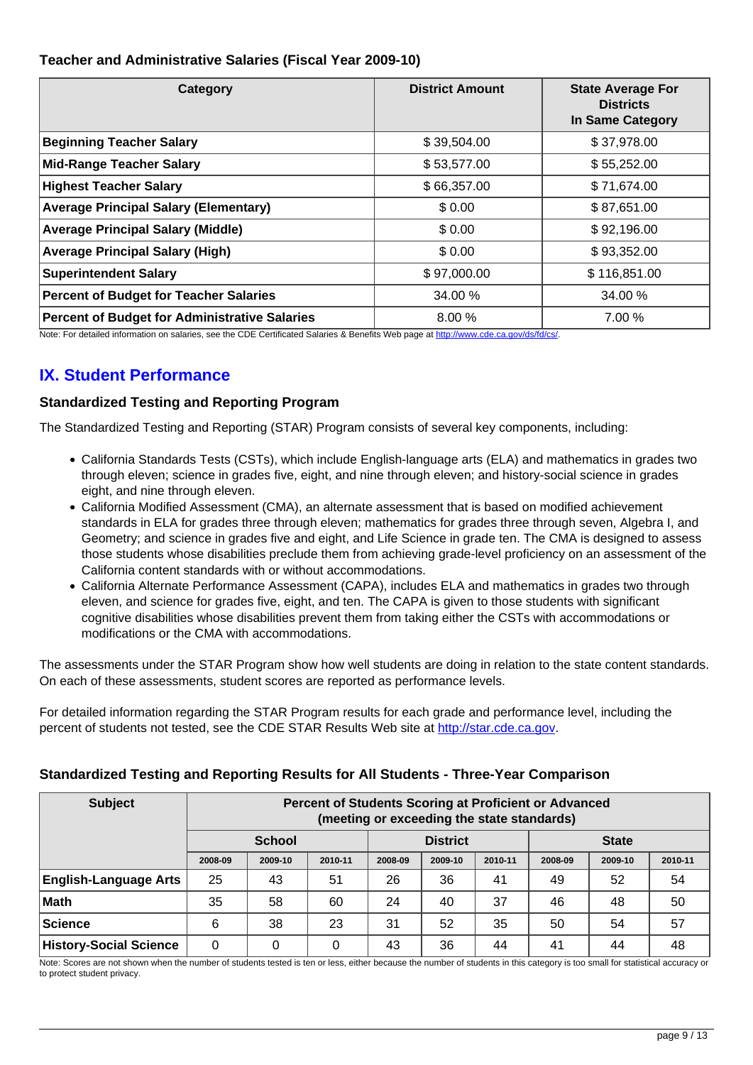### Teacher and Administrative Salaries (Fiscal Year 2009-10)

| Category | District Amount | State Average For Districts In Same Category |
|---|---|---|
| **Beginning Teacher Salary** | $ 39,504.00 | $ 37,978.00 |
| **Mid-Range Teacher Salary** | $ 53,577.00 | $ 55,252.00 |
| **Highest Teacher Salary** | $ 66,357.00 | $ 71,674.00 |
| **Average Principal Salary (Elementary)** | $ 0.00 | $ 87,651.00 |
| **Average Principal Salary (Middle)** | $ 0.00 | $ 92,196.00 |
| **Average Principal Salary (High)** | $ 0.00 | $ 93,352.00 |
| **Superintendent Salary** | $ 97,000.00 | $ 116,851.00 |
| **Percent of Budget for Teacher Salaries** | 34.00 % | 34.00 % |
| **Percent of Budget for Administrative Salaries** | 8.00 % | 7.00 % |

Note: For detailed information on salaries, see the CDE Certificated Salaries & Benefits Web page at http://www.cde.ca.gov/ds/fd/cs/.

## IX. Student Performance

### Standardized Testing and Reporting Program

The Standardized Testing and Reporting (STAR) Program consists of several key components, including:

- California Standards Tests (CSTs), which include English-language arts (ELA) and mathematics in grades two through eleven; science in grades five, eight, and nine through eleven; and history-social science in grades eight, and nine through eleven.
- California Modified Assessment (CMA), an alternate assessment that is based on modified achievement standards in ELA for grades three through eleven; mathematics for grades three through seven, Algebra I, and Geometry; and science in grades five and eight, and Life Science in grade ten. The CMA is designed to assess those students whose disabilities preclude them from achieving grade-level proficiency on an assessment of the California content standards with or without accommodations.
- California Alternate Performance Assessment (CAPA), includes ELA and mathematics in grades two through eleven, and science for grades five, eight, and ten. The CAPA is given to those students with significant cognitive disabilities whose disabilities prevent them from taking either the CSTs with accommodations or modifications or the CMA with accommodations.

The assessments under the STAR Program show how well students are doing in relation to the state content standards. On each of these assessments, student scores are reported as performance levels.

For detailed information regarding the STAR Program results for each grade and performance level, including the percent of students not tested, see the CDE STAR Results Web site at http://star.cde.ca.gov.

### Standardized Testing and Reporting Results for All Students - Three-Year Comparison

| Subject | Percent of Students Scoring at Proficient or Advanced (meeting or exceeding the state standards) | | | | | | | | |
|---|---|---|---|---|---|---|---|---|---|
| | School | | | District | | | State | | |
| | 2008-09 | 2009-10 | 2010-11 | 2008-09 | 2009-10 | 2010-11 | 2008-09 | 2009-10 | 2010-11 |
| **English-Language Arts** | 25 | 43 | 51 | 26 | 36 | 41 | 49 | 52 | 54 |
| **Math** | 35 | 58 | 60 | 24 | 40 | 37 | 46 | 48 | 50 |
| **Science** | 6 | 38 | 23 | 31 | 52 | 35 | 50 | 54 | 57 |
| **History-Social Science** | 0 | 0 | 0 | 43 | 36 | 44 | 41 | 44 | 48 |

Note: Scores are not shown when the number of students tested is ten or less, either because the number of students in this category is too small for statistical accuracy or to protect student privacy.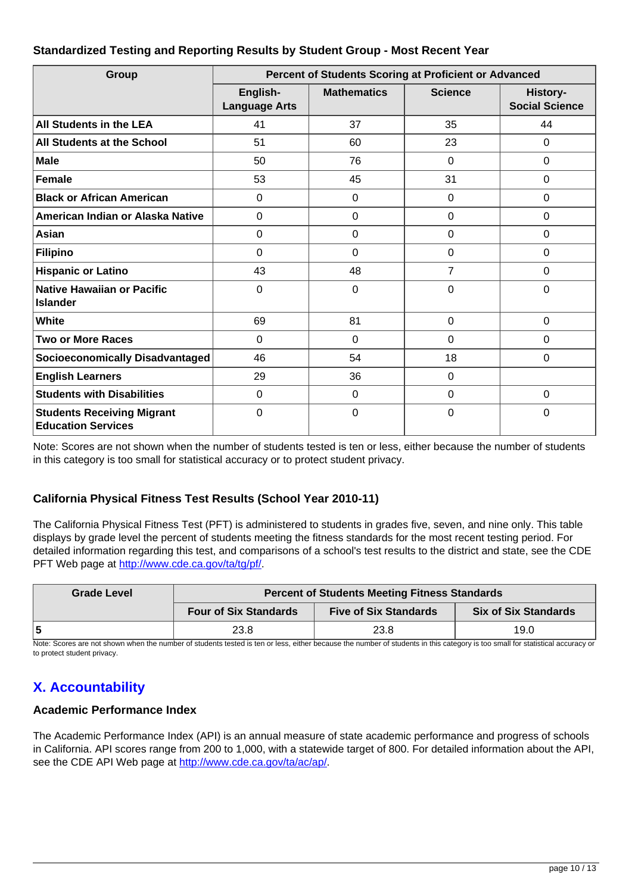### Standardized Testing and Reporting Results by Student Group - Most Recent Year

| Group | Percent of Students Scoring at Proficient or Advanced | | | |
|---|---|---|---|---|
| | English-Language Arts | Mathematics | Science | History-Social Science |
| All Students in the LEA | 41 | 37 | 35 | 44 |
| All Students at the School | 51 | 60 | 23 | 0 |
| Male | 50 | 76 | 0 | 0 |
| Female | 53 | 45 | 31 | 0 |
| Black or African American | 0 | 0 | 0 | 0 |
| American Indian or Alaska Native | 0 | 0 | 0 | 0 |
| Asian | 0 | 0 | 0 | 0 |
| Filipino | 0 | 0 | 0 | 0 |
| Hispanic or Latino | 43 | 48 | 7 | 0 |
| Native Hawaiian or Pacific Islander | 0 | 0 | 0 | 0 |
| White | 69 | 81 | 0 | 0 |
| Two or More Races | 0 | 0 | 0 | 0 |
| Socioeconomically Disadvantaged | 46 | 54 | 18 | 0 |
| English Learners | 29 | 36 | 0 | |
| Students with Disabilities | 0 | 0 | 0 | 0 |
| Students Receiving Migrant Education Services | 0 | 0 | 0 | 0 |

Note: Scores are not shown when the number of students tested is ten or less, either because the number of students in this category is too small for statistical accuracy or to protect student privacy.

### California Physical Fitness Test Results (School Year 2010-11)

The California Physical Fitness Test (PFT) is administered to students in grades five, seven, and nine only. This table displays by grade level the percent of students meeting the fitness standards for the most recent testing period. For detailed information regarding this test, and comparisons of a school's test results to the district and state, see the CDE PFT Web page at http://www.cde.ca.gov/ta/tg/pf/.

| Grade Level | Percent of Students Meeting Fitness Standards | | |
|---|---|---|---|
| | Four of Six Standards | Five of Six Standards | Six of Six Standards |
| 5 | 23.8 | 23.8 | 19.0 |

Note: Scores are not shown when the number of students tested is ten or less, either because the number of students in this category is too small for statistical accuracy or to protect student privacy.

## X. Accountability

### Academic Performance Index

The Academic Performance Index (API) is an annual measure of state academic performance and progress of schools in California. API scores range from 200 to 1,000, with a statewide target of 800. For detailed information about the API, see the CDE API Web page at http://www.cde.ca.gov/ta/ac/ap/.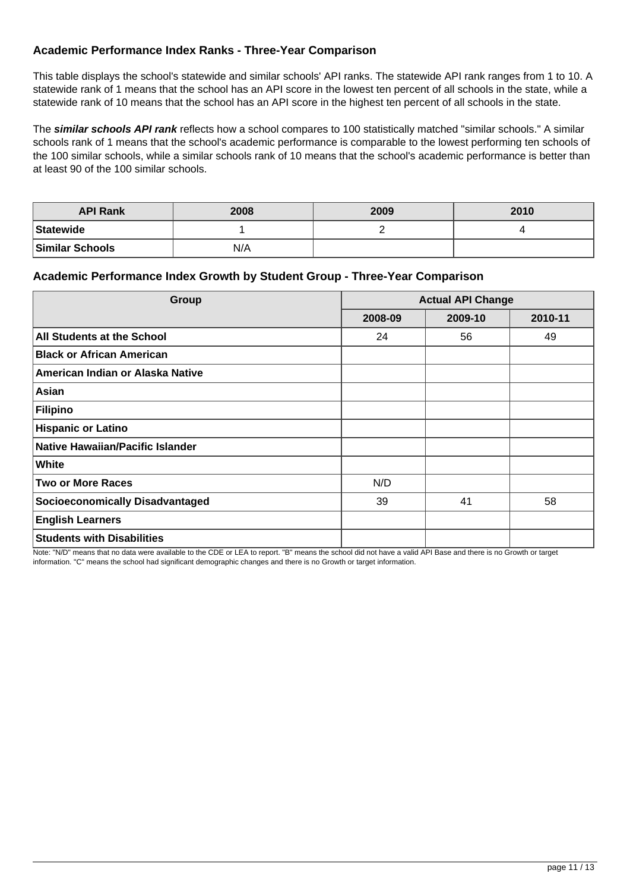### Academic Performance Index Ranks - Three-Year Comparison

This table displays the school's statewide and similar schools' API ranks. The statewide API rank ranges from 1 to 10. A statewide rank of 1 means that the school has an API score in the lowest ten percent of all schools in the state, while a statewide rank of 10 means that the school has an API score in the highest ten percent of all schools in the state.

The ***similar schools API rank*** reflects how a school compares to 100 statistically matched "similar schools." A similar schools rank of 1 means that the school's academic performance is comparable to the lowest performing ten schools of the 100 similar schools, while a similar schools rank of 10 means that the school's academic performance is better than at least 90 of the 100 similar schools.

| API Rank | 2008 | 2009 | 2010 |
|---|---|---|---|
| **Statewide** | 1 | 2 | 4 |
| **Similar Schools** | N/A | | |

### Academic Performance Index Growth by Student Group - Three-Year Comparison

| Group | Actual API Change | | |
|---|---|---|---|
| | 2008-09 | 2009-10 | 2010-11 |
| **All Students at the School** | 24 | 56 | 49 |
| **Black or African American** | | | |
| **American Indian or Alaska Native** | | | |
| **Asian** | | | |
| **Filipino** | | | |
| **Hispanic or Latino** | | | |
| **Native Hawaiian/Pacific Islander** | | | |
| **White** | | | |
| **Two or More Races** | N/D | | |
| **Socioeconomically Disadvantaged** | 39 | 41 | 58 |
| **English Learners** | | | |
| **Students with Disabilities** | | | |

Note: "N/D" means that no data were available to the CDE or LEA to report. "B" means the school did not have a valid API Base and there is no Growth or target information. "C" means the school had significant demographic changes and there is no Growth or target information.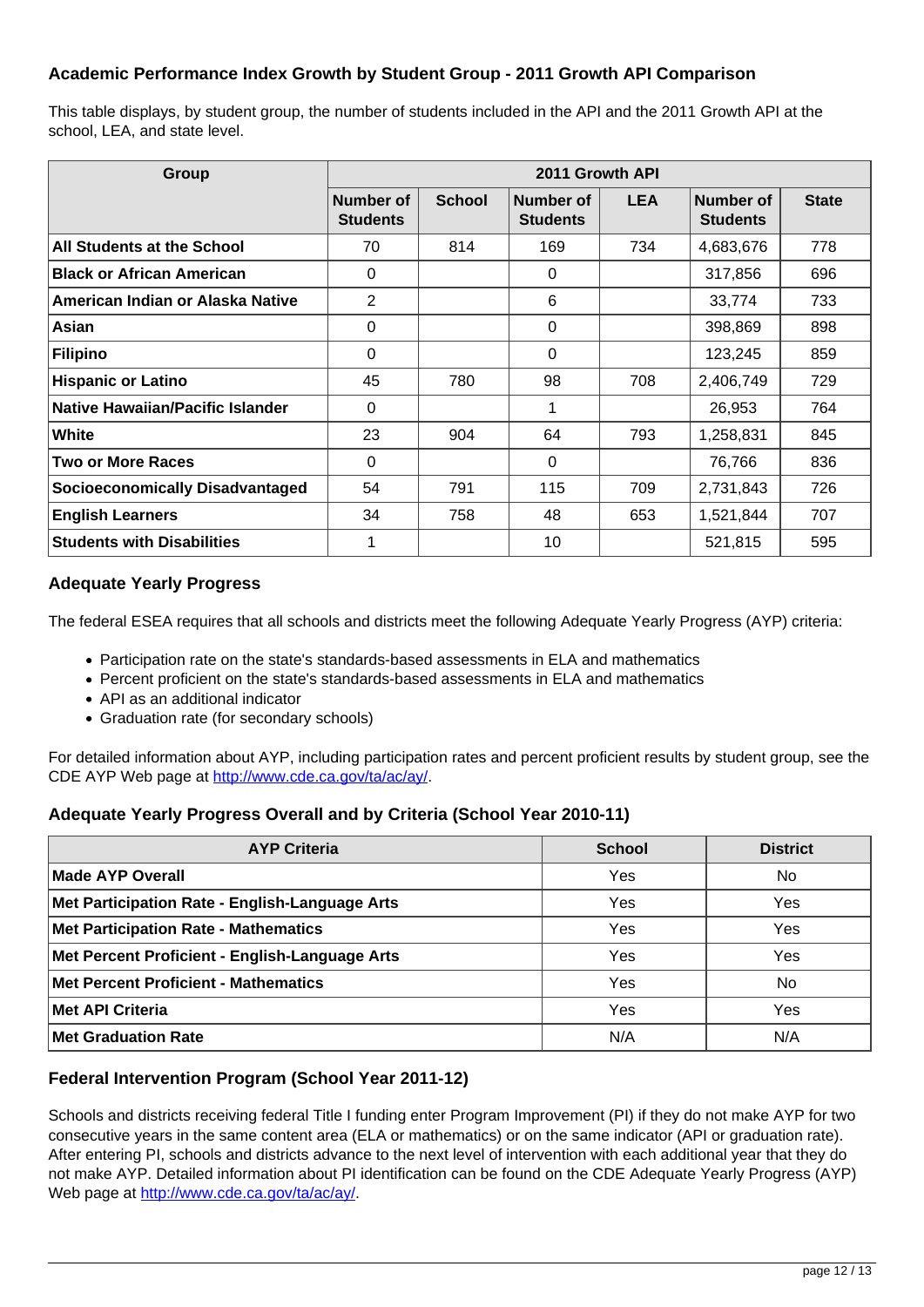### Academic Performance Index Growth by Student Group - 2011 Growth API Comparison

This table displays, by student group, the number of students included in the API and the 2011 Growth API at the school, LEA, and state level.

| Group | 2011 Growth API | | | | | |
|---|---|---|---|---|---|---|
| | Number of Students | School | Number of Students | LEA | Number of Students | State |
| **All Students at the School** | 70 | 814 | 169 | 734 | 4,683,676 | 778 |
| **Black or African American** | 0 | | 0 | | 317,856 | 696 |
| **American Indian or Alaska Native** | 2 | | 6 | | 33,774 | 733 |
| **Asian** | 0 | | 0 | | 398,869 | 898 |
| **Filipino** | 0 | | 0 | | 123,245 | 859 |
| **Hispanic or Latino** | 45 | 780 | 98 | 708 | 2,406,749 | 729 |
| **Native Hawaiian/Pacific Islander** | 0 | | 1 | | 26,953 | 764 |
| **White** | 23 | 904 | 64 | 793 | 1,258,831 | 845 |
| **Two or More Races** | 0 | | 0 | | 76,766 | 836 |
| **Socioeconomically Disadvantaged** | 54 | 791 | 115 | 709 | 2,731,843 | 726 |
| **English Learners** | 34 | 758 | 48 | 653 | 1,521,844 | 707 |
| **Students with Disabilities** | 1 | | 10 | | 521,815 | 595 |

### Adequate Yearly Progress

The federal ESEA requires that all schools and districts meet the following Adequate Yearly Progress (AYP) criteria:

- Participation rate on the state's standards-based assessments in ELA and mathematics
- Percent proficient on the state's standards-based assessments in ELA and mathematics
- API as an additional indicator
- Graduation rate (for secondary schools)

For detailed information about AYP, including participation rates and percent proficient results by student group, see the CDE AYP Web page at http://www.cde.ca.gov/ta/ac/ay/.

### Adequate Yearly Progress Overall and by Criteria (School Year 2010-11)

| AYP Criteria | School | District |
|---|---|---|
| **Made AYP Overall** | Yes | No |
| **Met Participation Rate - English-Language Arts** | Yes | Yes |
| **Met Participation Rate - Mathematics** | Yes | Yes |
| **Met Percent Proficient - English-Language Arts** | Yes | Yes |
| **Met Percent Proficient - Mathematics** | Yes | No |
| **Met API Criteria** | Yes | Yes |
| **Met Graduation Rate** | N/A | N/A |

### Federal Intervention Program (School Year 2011-12)

Schools and districts receiving federal Title I funding enter Program Improvement (PI) if they do not make AYP for two consecutive years in the same content area (ELA or mathematics) or on the same indicator (API or graduation rate). After entering PI, schools and districts advance to the next level of intervention with each additional year that they do not make AYP. Detailed information about PI identification can be found on the CDE Adequate Yearly Progress (AYP) Web page at http://www.cde.ca.gov/ta/ac/ay/.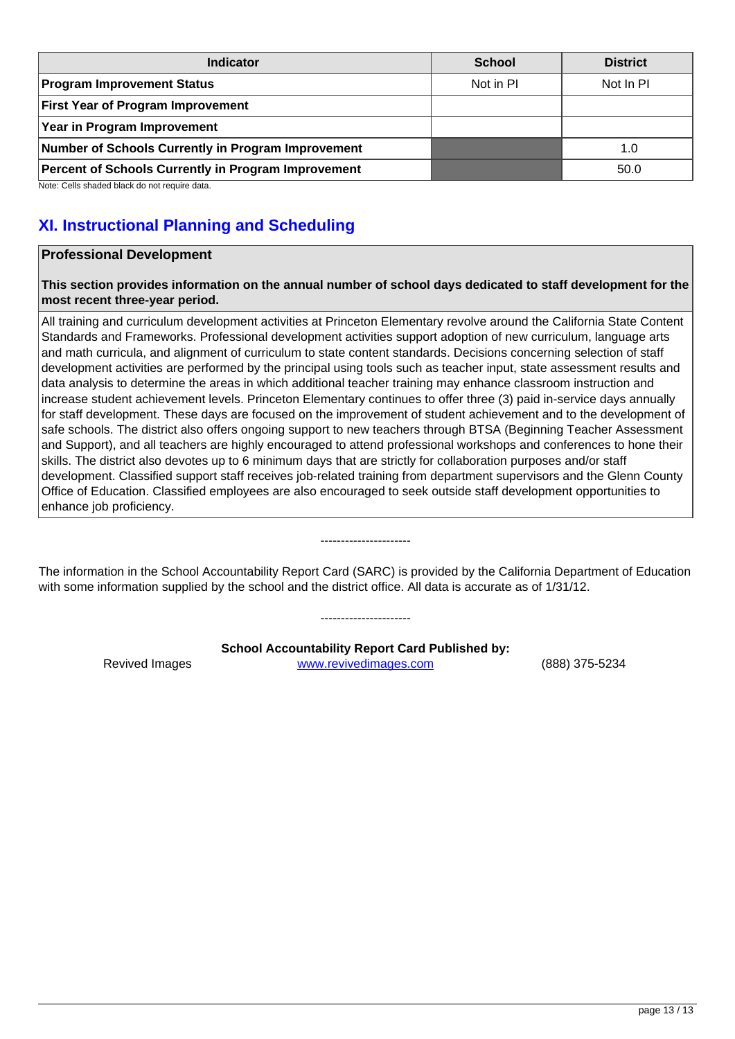| Indicator | School | District |
| --- | --- | --- |
| **Program Improvement Status** | Not in PI | Not In PI |
| **First Year of Program Improvement** | | |
| **Year in Program Improvement** | | |
| **Number of Schools Currently in Program Improvement** | | 1.0 |
| **Percent of Schools Currently in Program Improvement** | | 50.0 |

Note: Cells shaded black do not require data.

## XI. Instructional Planning and Scheduling

**Professional Development**

**This section provides information on the annual number of school days dedicated to staff development for the most recent three-year period.**

All training and curriculum development activities at Princeton Elementary revolve around the California State Content Standards and Frameworks. Professional development activities support adoption of new curriculum, language arts and math curricula, and alignment of curriculum to state content standards. Decisions concerning selection of staff development activities are performed by the principal using tools such as teacher input, state assessment results and data analysis to determine the areas in which additional teacher training may enhance classroom instruction and increase student achievement levels. Princeton Elementary continues to offer three (3) paid in-service days annually for staff development. These days are focused on the improvement of student achievement and to the development of safe schools. The district also offers ongoing support to new teachers through BTSA (Beginning Teacher Assessment and Support), and all teachers are highly encouraged to attend professional workshops and conferences to hone their skills. The district also devotes up to 6 minimum days that are strictly for collaboration purposes and/or staff development. Classified support staff receives job-related training from department supervisors and the Glenn County Office of Education. Classified employees are also encouraged to seek outside staff development opportunities to enhance job proficiency.

----------------------

The information in the School Accountability Report Card (SARC) is provided by the California Department of Education with some information supplied by the school and the district office. All data is accurate as of 1/31/12.

----------------------

**School Accountability Report Card Published by:**

Revived Images | www.revivedimages.com | (888) 375-5234